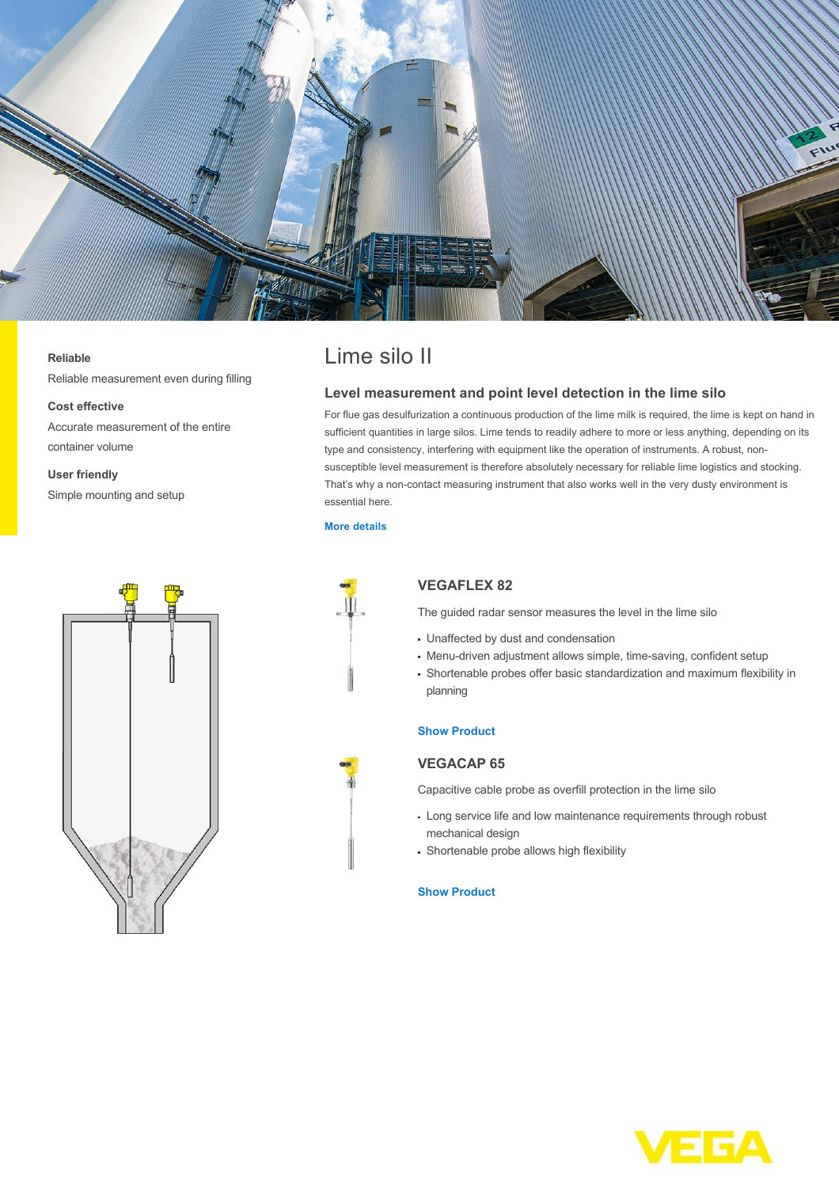**Reliable**

Reliable measurement even during filling

**Cost effective**

Accurate measurement of the entire container volume

**User friendly**

Simple mounting and setup

# Lime silo II

## Level measurement and point level detection in the lime silo

For flue gas desulfurization a continuous production of the lime milk is required, the lime is kept on hand in sufficient quantities in large silos. Lime tends to readily adhere to more or less anything, depending on its type and consistency, interfering with equipment like the operation of instruments. A robust, non-susceptible level measurement is therefore absolutely necessary for reliable lime logistics and stocking. That's why a non-contact measuring instrument that also works well in the very dusty environment is essential here.

More details

### VEGAFLEX 82

The guided radar sensor measures the level in the lime silo

- Unaffected by dust and condensation
- Menu-driven adjustment allows simple, time-saving, confident setup
- Shortenable probes offer basic standardization and maximum flexibility in planning

Show Product

### VEGACAP 65

Capacitive cable probe as overfill protection in the lime silo

- Long service life and low maintenance requirements through robust mechanical design
- Shortenable probe allows high flexibility

Show Product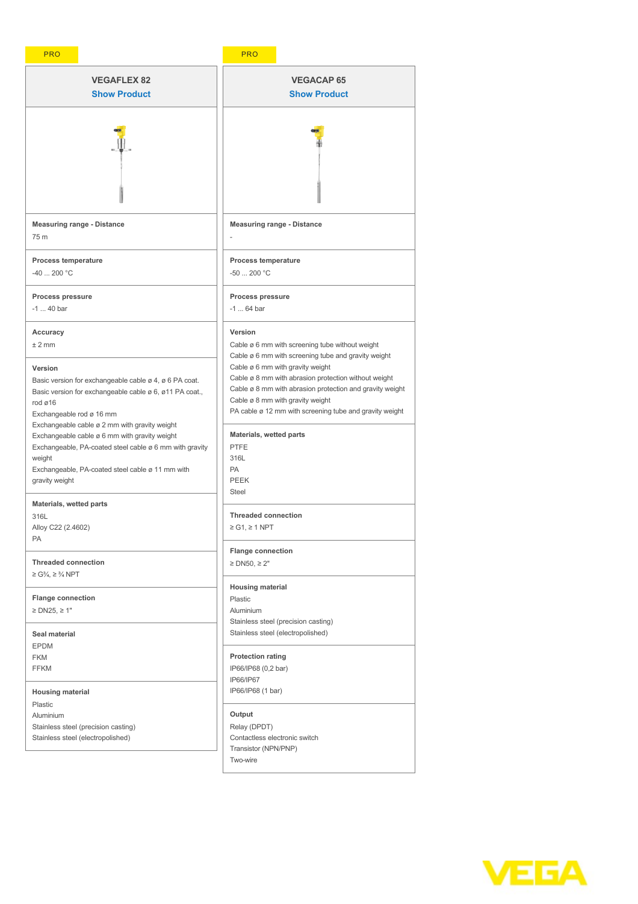PRO

## VEGAFLEX 82

Show Product

**Measuring range - Distance**

75 m

**Process temperature**

-40 ... 200 °C

**Process pressure**

-1 ... 40 bar

**Accuracy**

± 2 mm

**Version**

Basic version for exchangeable cable ø 4, ø 6 PA coat.
Basic version for exchangeable cable ø 6, ø11 PA coat., rod ø16
Exchangeable rod ø 16 mm
Exchangeable cable ø 2 mm with gravity weight
Exchangeable cable ø 6 mm with gravity weight
Exchangeable, PA-coated steel cable ø 6 mm with gravity weight
Exchangeable, PA-coated steel cable ø 11 mm with gravity weight

**Materials, wetted parts**

316L
Alloy C22 (2.4602)
PA

**Threaded connection**

≥ G¾, ≥ ¾ NPT

**Flange connection**

≥ DN25, ≥ 1"

**Seal material**

EPDM
FKM
FFKM

**Housing material**

Plastic
Aluminium
Stainless steel (precision casting)
Stainless steel (electropolished)

PRO

## VEGACAP 65

Show Product

**Measuring range - Distance**

-

**Process temperature**

-50 ... 200 °C

**Process pressure**

-1 ... 64 bar

**Version**

Cable ø 6 mm with screening tube without weight
Cable ø 6 mm with screening tube and gravity weight
Cable ø 6 mm with gravity weight
Cable ø 8 mm with abrasion protection without weight
Cable ø 8 mm with abrasion protection and gravity weight
Cable ø 8 mm with gravity weight
PA cable ø 12 mm with screening tube and gravity weight

**Materials, wetted parts**

PTFE
316L
PA
PEEK
Steel

**Threaded connection**

≥ G1, ≥ 1 NPT

**Flange connection**

≥ DN50, ≥ 2"

**Housing material**

Plastic
Aluminium
Stainless steel (precision casting)
Stainless steel (electropolished)

**Protection rating**

IP66/IP68 (0,2 bar)
IP66/IP67
IP66/IP68 (1 bar)

**Output**

Relay (DPDT)
Contactless electronic switch
Transistor (NPN/PNP)
Two-wire